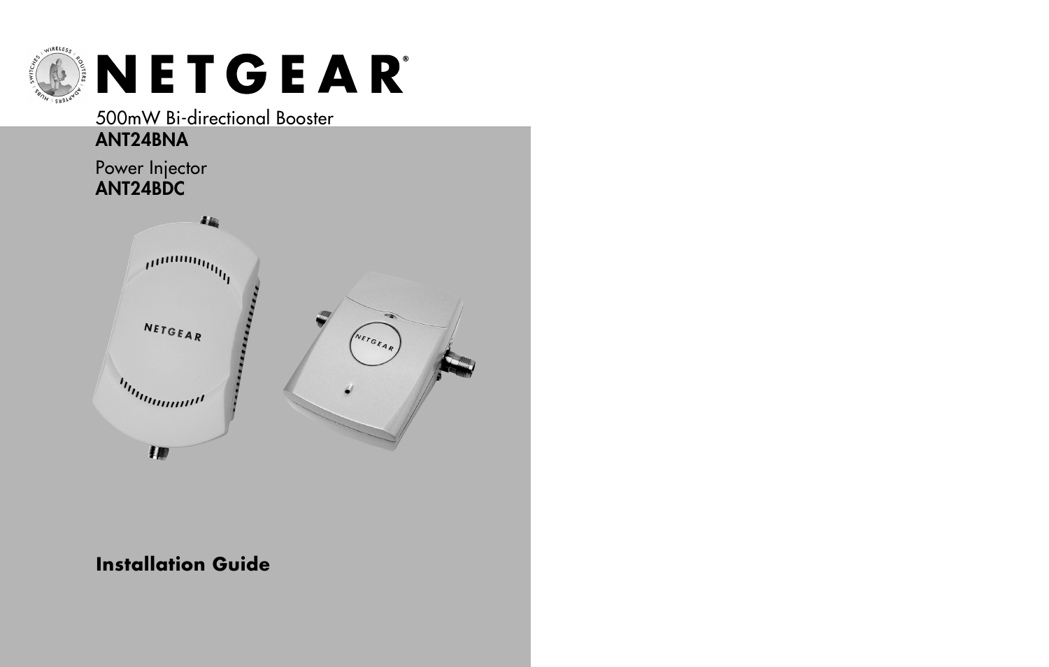NETGEAR

500mW Bi-directional Booster
**ANT24BNA**

Power Injector
**ANT24BDC**

**Installation Guide**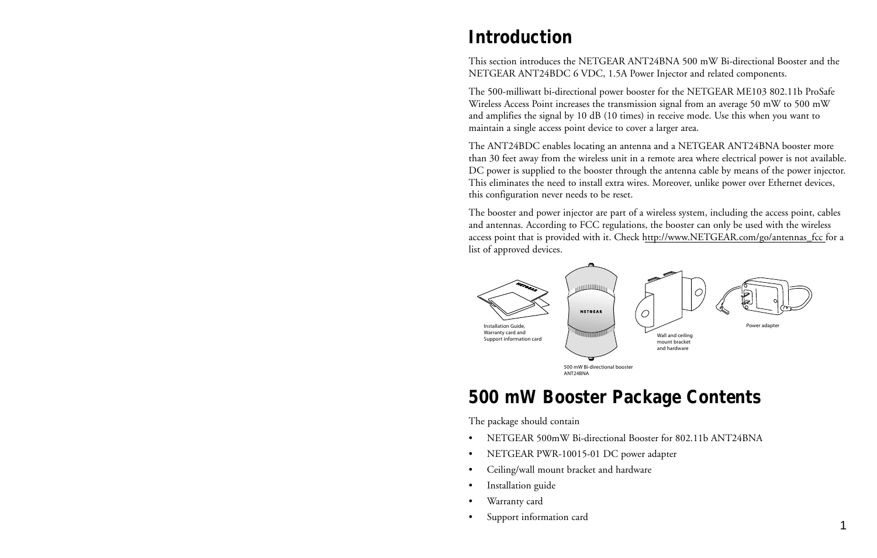# Introduction

This section introduces the NETGEAR ANT24BNA 500 mW Bi-directional Booster and the NETGEAR ANT24BDC 6 VDC, 1.5A Power Injector and related components.

The 500-milliwatt bi-directional power booster for the NETGEAR ME103 802.11b ProSafe Wireless Access Point increases the transmission signal from an average 50 mW to 500 mW and amplifies the signal by 10 dB (10 times) in receive mode. Use this when you want to maintain a single access point device to cover a larger area.

The ANT24BDC enables locating an antenna and a NETGEAR ANT24BNA booster more than 30 feet away from the wireless unit in a remote area where electrical power is not available. DC power is supplied to the booster through the antenna cable by means of the power injector. This eliminates the need to install extra wires. Moreover, unlike power over Ethernet devices, this configuration never needs to be reset.

The booster and power injector are part of a wireless system, including the access point, cables and antennas. According to FCC regulations, the booster can only be used with the wireless access point that is provided with it. Check http://www.NETGEAR.com/go/antennas_fcc for a list of approved devices.

Installation Guide, Warranty card and Support information card

500 mW Bi-directional booster ANT24BNA

Wall and ceiling mount bracket and hardware

Power adapter

# 500 mW Booster Package Contents

The package should contain

- NETGEAR 500mW Bi-directional Booster for 802.11b ANT24BNA
- NETGEAR PWR-10015-01 DC power adapter
- Ceiling/wall mount bracket and hardware
- Installation guide
- Warranty card
- Support information card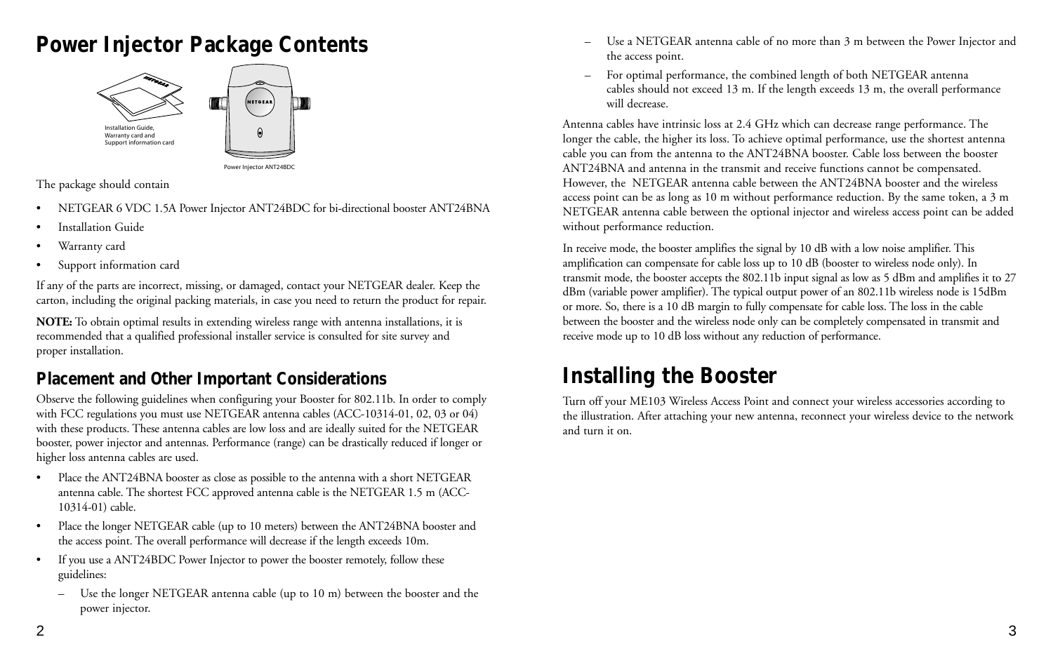# Power Injector Package Contents

Installation Guide, Warranty card and Support information card

Power Injector ANT24BDC

The package should contain

- NETGEAR 6 VDC 1.5A Power Injector ANT24BDC for bi-directional booster ANT24BNA
- Installation Guide
- Warranty card
- Support information card

If any of the parts are incorrect, missing, or damaged, contact your NETGEAR dealer. Keep the carton, including the original packing materials, in case you need to return the product for repair.

**NOTE:** To obtain optimal results in extending wireless range with antenna installations, it is recommended that a qualified professional installer service is consulted for site survey and proper installation.

## Placement and Other Important Considerations

Observe the following guidelines when configuring your Booster for 802.11b. In order to comply with FCC regulations you must use NETGEAR antenna cables (ACC-10314-01, 02, 03 or 04) with these products. These antenna cables are low loss and are ideally suited for the NETGEAR booster, power injector and antennas. Performance (range) can be drastically reduced if longer or higher loss antenna cables are used.

- Place the ANT24BNA booster as close as possible to the antenna with a short NETGEAR antenna cable. The shortest FCC approved antenna cable is the NETGEAR 1.5 m (ACC-10314-01) cable.
- Place the longer NETGEAR cable (up to 10 meters) between the ANT24BNA booster and the access point. The overall performance will decrease if the length exceeds 10m.
- If you use a ANT24BDC Power Injector to power the booster remotely, follow these guidelines:
  - Use the longer NETGEAR antenna cable (up to 10 m) between the booster and the power injector.
  - Use a NETGEAR antenna cable of no more than 3 m between the Power Injector and the access point.
  - For optimal performance, the combined length of both NETGEAR antenna cables should not exceed 13 m. If the length exceeds 13 m, the overall performance will decrease.

Antenna cables have intrinsic loss at 2.4 GHz which can decrease range performance. The longer the cable, the higher its loss. To achieve optimal performance, use the shortest antenna cable you can from the antenna to the ANT24BNA booster. Cable loss between the booster ANT24BNA and antenna in the transmit and receive functions cannot be compensated. However, the NETGEAR antenna cable between the ANT24BNA booster and the wireless access point can be as long as 10 m without performance reduction. By the same token, a 3 m NETGEAR antenna cable between the optional injector and wireless access point can be added without performance reduction.

In receive mode, the booster amplifies the signal by 10 dB with a low noise amplifier. This amplification can compensate for cable loss up to 10 dB (booster to wireless node only). In transmit mode, the booster accepts the 802.11b input signal as low as 5 dBm and amplifies it to 27 dBm (variable power amplifier). The typical output power of an 802.11b wireless node is 15dBm or more. So, there is a 10 dB margin to fully compensate for cable loss. The loss in the cable between the booster and the wireless node only can be completely compensated in transmit and receive mode up to 10 dB loss without any reduction of performance.

# Installing the Booster

Turn off your ME103 Wireless Access Point and connect your wireless accessories according to the illustration. After attaching your new antenna, reconnect your wireless device to the network and turn it on.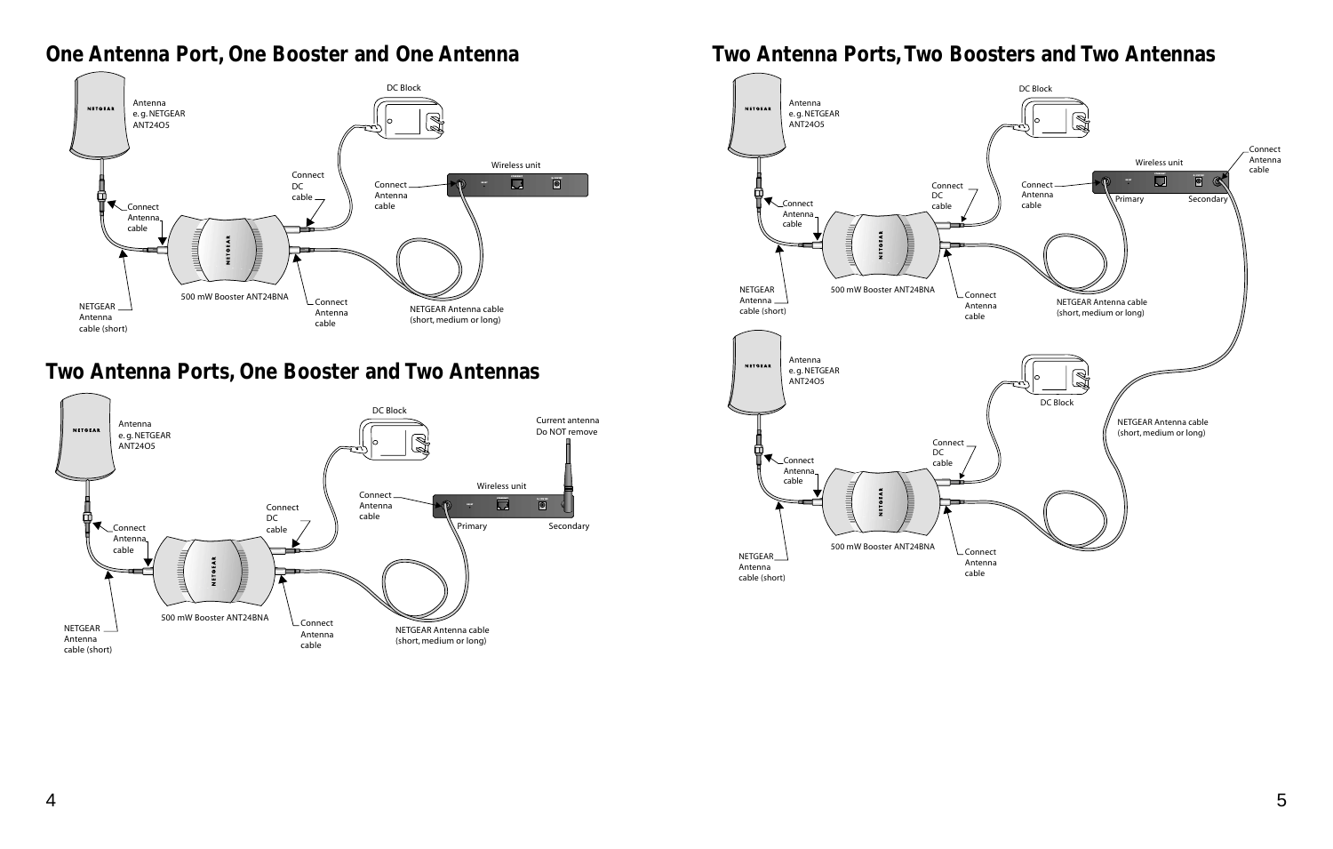## One Antenna Port, One Booster and One Antenna

Antenna e.g. NETGEAR ANT24O5

DC Block

Connect DC cable

Connect Antenna cable

Wireless unit

Connect Antenna cable

NETGEAR Antenna cable (short)

500 mW Booster ANT24BNA

Connect Antenna cable

NETGEAR Antenna cable (short, medium or long)

## Two Antenna Ports, One Booster and Two Antennas

Antenna e.g. NETGEAR ANT24O5

DC Block

Current antenna Do NOT remove

Wireless unit

Connect DC cable

Connect Antenna cable

Connect Antenna cable

Primary

Secondary

NETGEAR Antenna cable (short)

500 mW Booster ANT24BNA

Connect Antenna cable

NETGEAR Antenna cable (short, medium or long)

## Two Antenna Ports, Two Boosters and Two Antennas

Antenna e.g. NETGEAR ANT24O5

DC Block

Connect Antenna cable

Wireless unit

Connect DC cable

Connect Antenna cable

Connect Antenna cable

Primary

Secondary

NETGEAR Antenna cable (short)

500 mW Booster ANT24BNA

Connect Antenna cable

NETGEAR Antenna cable (short, medium or long)

Antenna e.g. NETGEAR ANT24O5

DC Block

NETGEAR Antenna cable (short, medium or long)

Connect DC cable

Connect Antenna cable

NETGEAR Antenna cable (short)

500 mW Booster ANT24BNA

Connect Antenna cable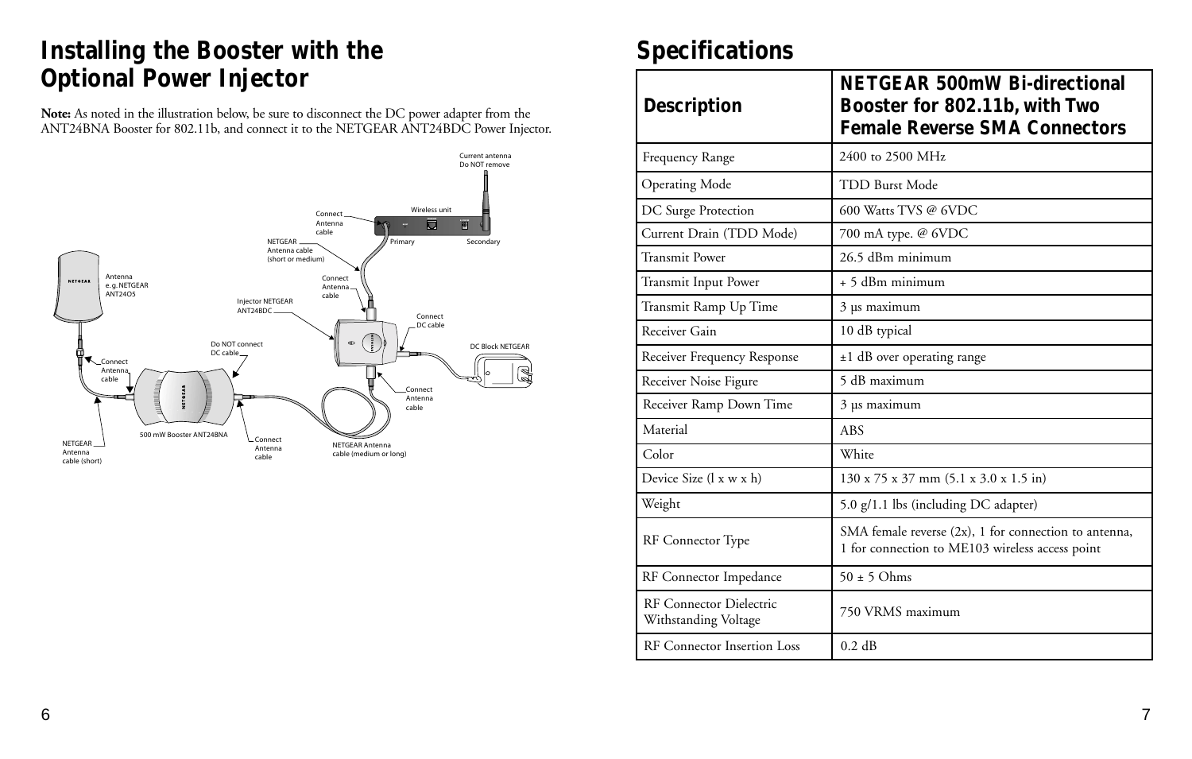# Installing the Booster with the Optional Power Injector

**Note:** As noted in the illustration below, be sure to disconnect the DC power adapter from the ANT24BNA Booster for 802.11b, and connect it to the NETGEAR ANT24BDC Power Injector.

# Specifications

| Description | NETGEAR 500mW Bi-directional Booster for 802.11b, with Two Female Reverse SMA Connectors |
|---|---|
| Frequency Range | 2400 to 2500 MHz |
| Operating Mode | TDD Burst Mode |
| DC Surge Protection | 600 Watts TVS @ 6VDC |
| Current Drain (TDD Mode) | 700 mA typ. @ 6VDC |
| Transmit Power | 26.5 dBm minimum |
| Transmit Input Power | + 5 dBm minimum |
| Transmit Ramp Up Time | 3 µs maximum |
| Receiver Gain | 10 dB typical |
| Receiver Frequency Response | ±1 dB over operating range |
| Receiver Noise Figure | 5 dB maximum |
| Receiver Ramp Down Time | 3 µs maximum |
| Material | ABS |
| Color | White |
| Device Size (l x w x h) | 130 x 75 x 37 mm (5.1 x 3.0 x 1.5 in) |
| Weight | 5.0 g/1.1 lbs (including DC adapter) |
| RF Connector Type | SMA female reverse (2x), 1 for connection to antenna, 1 for connection to ME103 wireless access point |
| RF Connector Impedance | 50 ± 5 Ohms |
| RF Connector Dielectric Withstanding Voltage | 750 VRMS maximum |
| RF Connector Insertion Loss | 0.2 dB |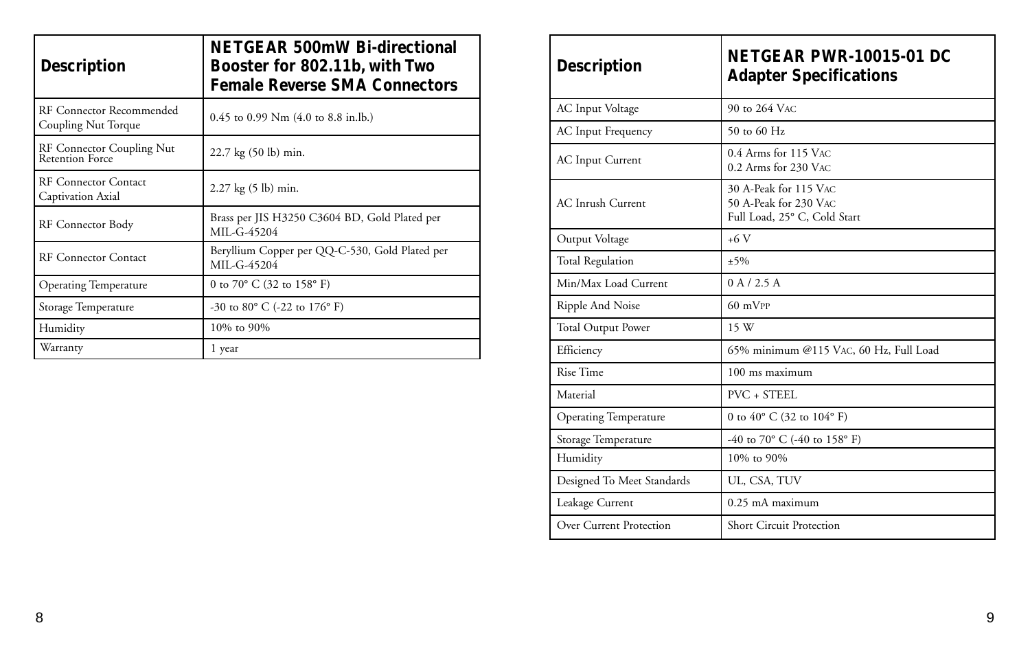| Description | NETGEAR 500mW Bi-directional Booster for 802.11b, with Two Female Reverse SMA Connectors |
| --- | --- |
| RF Connector Recommended Coupling Nut Torque | 0.45 to 0.99 Nm (4.0 to 8.8 in.lb.) |
| RF Connector Coupling Nut Retention Force | 22.7 kg (50 lb) min. |
| RF Connector Contact Captivation Axial | 2.27 kg (5 lb) min. |
| RF Connector Body | Brass per JIS H3250 C3604 BD, Gold Plated per MIL-G-45204 |
| RF Connector Contact | Beryllium Copper per QQ-C-530, Gold Plated per MIL-G-45204 |
| Operating Temperature | 0 to 70° C (32 to 158° F) |
| Storage Temperature | -30 to 80° C (-22 to 176° F) |
| Humidity | 10% to 90% |
| Warranty | 1 year |

| Description | NETGEAR PWR-10015-01 DC Adapter Specifications |
| --- | --- |
| AC Input Voltage | 90 to 264 VAC |
| AC Input Frequency | 50 to 60 Hz |
| AC Input Current | 0.4 Arms for 115 VAC<br>0.2 Arms for 230 VAC |
| AC Inrush Current | 30 A-Peak for 115 VAC<br>50 A-Peak for 230 VAC<br>Full Load, 25° C, Cold Start |
| Output Voltage | +6 V |
| Total Regulation | ±5% |
| Min/Max Load Current | 0 A / 2.5 A |
| Ripple And Noise | 60 mVPP |
| Total Output Power | 15 W |
| Efficiency | 65% minimum @115 VAC, 60 Hz, Full Load |
| Rise Time | 100 ms maximum |
| Material | PVC + STEEL |
| Operating Temperature | 0 to 40° C (32 to 104° F) |
| Storage Temperature | -40 to 70° C (-40 to 158° F) |
| Humidity | 10% to 90% |
| Designed To Meet Standards | UL, CSA, TUV |
| Leakage Current | 0.25 mA maximum |
| Over Current Protection | Short Circuit Protection |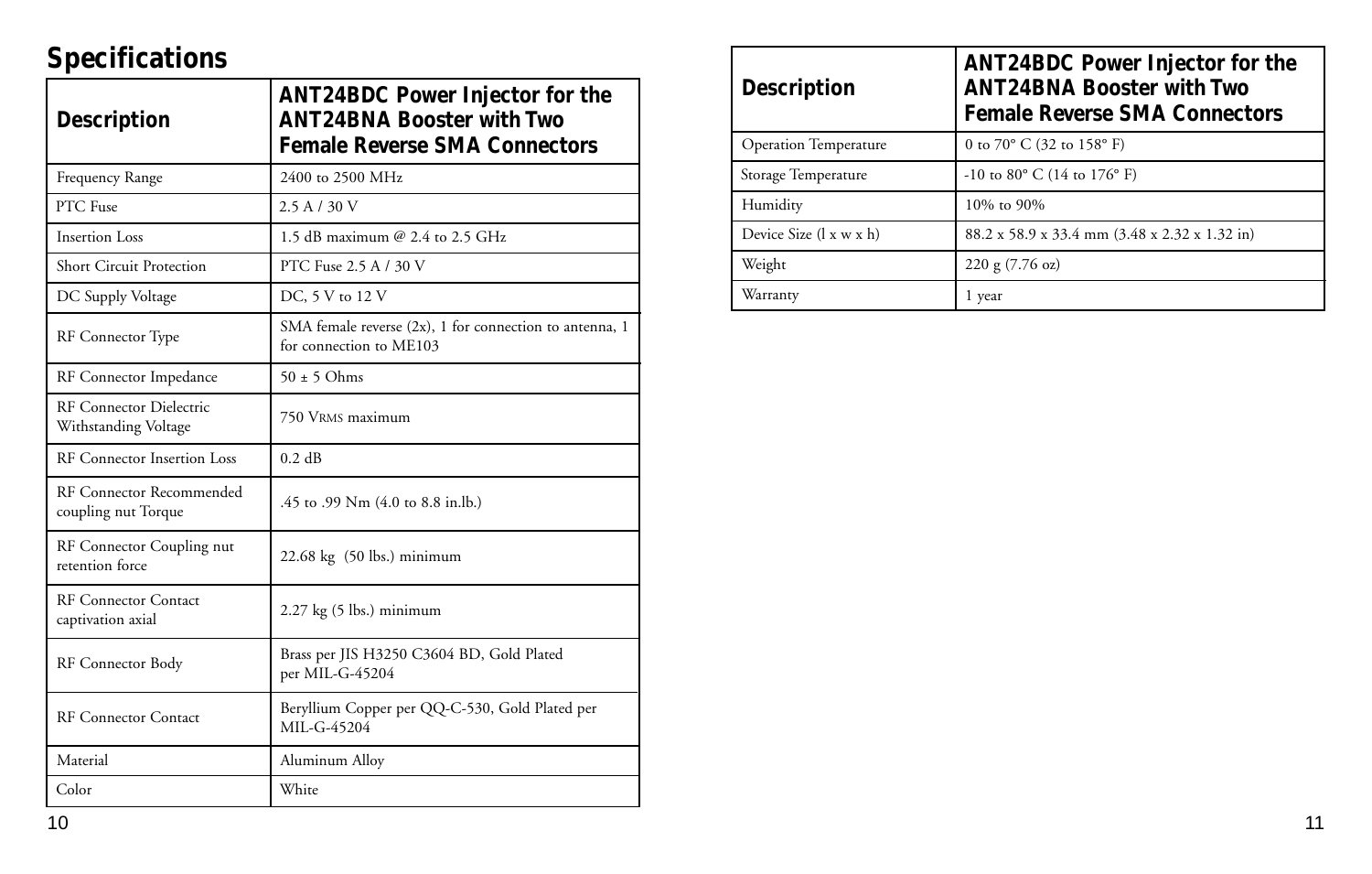## Specifications

| Description | ANT24BDC Power Injector for the ANT24BNA Booster with Two Female Reverse SMA Connectors |
| --- | --- |
| Frequency Range | 2400 to 2500 MHz |
| PTC Fuse | 2.5 A / 30 V |
| Insertion Loss | 1.5 dB maximum @ 2.4 to 2.5 GHz |
| Short Circuit Protection | PTC Fuse 2.5 A / 30 V |
| DC Supply Voltage | DC, 5 V to 12 V |
| RF Connector Type | SMA female reverse (2x), 1 for connection to antenna, 1 for connection to ME103 |
| RF Connector Impedance | 50 ± 5 Ohms |
| RF Connector Dielectric Withstanding Voltage | 750 VRMS maximum |
| RF Connector Insertion Loss | 0.2 dB |
| RF Connector Recommended coupling nut Torque | .45 to .99 Nm (4.0 to 8.8 in.lb.) |
| RF Connector Coupling nut retention force | 22.68 kg (50 lbs.) minimum |
| RF Connector Contact captivation axial | 2.27 kg (5 lbs.) minimum |
| RF Connector Body | Brass per JIS H3250 C3604 BD, Gold Plated per MIL-G-45204 |
| RF Connector Contact | Beryllium Copper per QQ-C-530, Gold Plated per MIL-G-45204 |
| Material | Aluminum Alloy |
| Color | White |
| Operation Temperature | 0 to 70° C (32 to 158° F) |
| Storage Temperature | -10 to 80° C (14 to 176° F) |
| Humidity | 10% to 90% |
| Device Size (l x w x h) | 88.2 x 58.9 x 33.4 mm (3.48 x 2.32 x 1.32 in) |
| Weight | 220 g (7.76 oz) |
| Warranty | 1 year |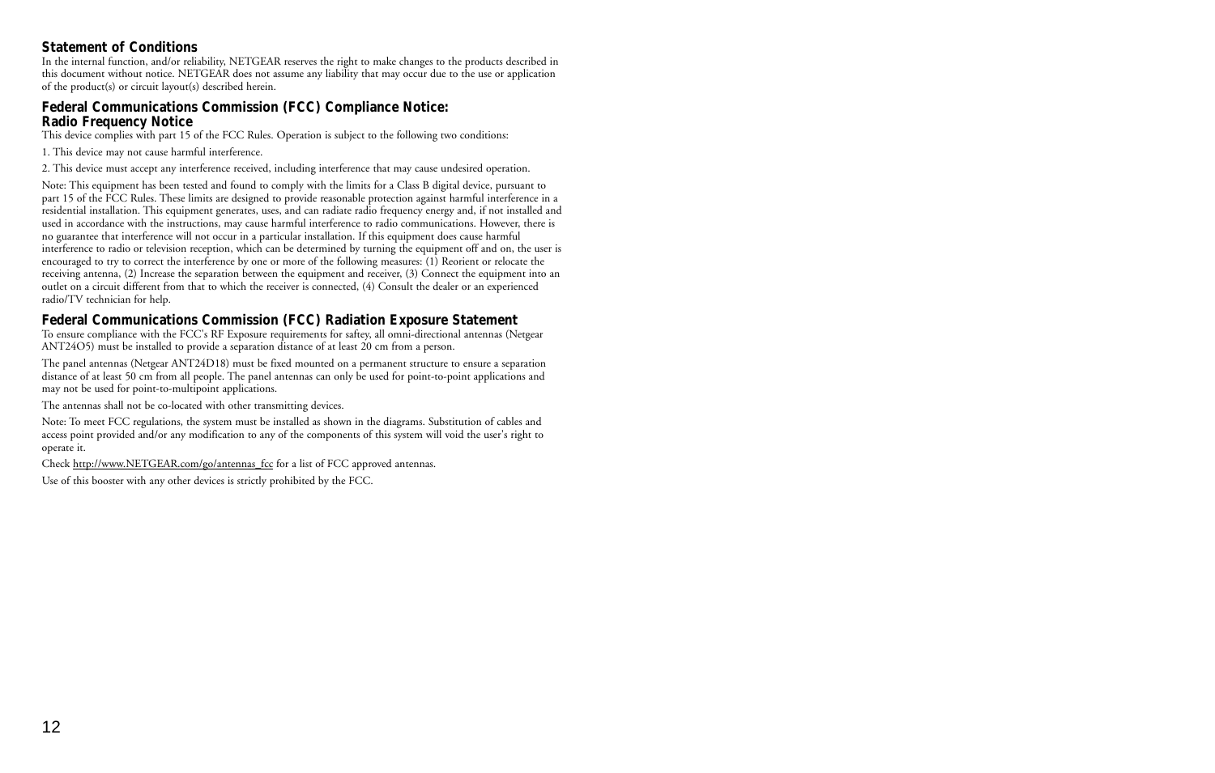## Statement of Conditions

In the internal function, and/or reliability, NETGEAR reserves the right to make changes to the products described in this document without notice. NETGEAR does not assume any liability that may occur due to the use or application of the product(s) or circuit layout(s) described herein.

## Federal Communications Commission (FCC) Compliance Notice: Radio Frequency Notice

This device complies with part 15 of the FCC Rules. Operation is subject to the following two conditions:

1. This device may not cause harmful interference.

2. This device must accept any interference received, including interference that may cause undesired operation.

Note: This equipment has been tested and found to comply with the limits for a Class B digital device, pursuant to part 15 of the FCC Rules. These limits are designed to provide reasonable protection against harmful interference in a residential installation. This equipment generates, uses, and can radiate radio frequency energy and, if not installed and used in accordance with the instructions, may cause harmful interference to radio communications. However, there is no guarantee that interference will not occur in a particular installation. If this equipment does cause harmful interference to radio or television reception, which can be determined by turning the equipment off and on, the user is encouraged to try to correct the interference by one or more of the following measures: (1) Reorient or relocate the receiving antenna, (2) Increase the separation between the equipment and receiver, (3) Connect the equipment into an outlet on a circuit different from that to which the receiver is connected, (4) Consult the dealer or an experienced radio/TV technician for help.

## Federal Communications Commission (FCC) Radiation Exposure Statement

To ensure compliance with the FCC's RF Exposure requirements for saftey, all omni-directional antennas (Netgear ANT24O5) must be installed to provide a separation distance of at least 20 cm from a person.

The panel antennas (Netgear ANT24D18) must be fixed mounted on a permanent structure to ensure a separation distance of at least 50 cm from all people. The panel antennas can only be used for point-to-point applications and may not be used for point-to-multipoint applications.

The antennas shall not be co-located with other transmitting devices.

Note: To meet FCC regulations, the system must be installed as shown in the diagrams. Substitution of cables and access point provided and/or any modification to any of the components of this system will void the user's right to operate it.

Check http://www.NETGEAR.com/go/antennas_fcc for a list of FCC approved antennas.

Use of this booster with any other devices is strictly prohibited by the FCC.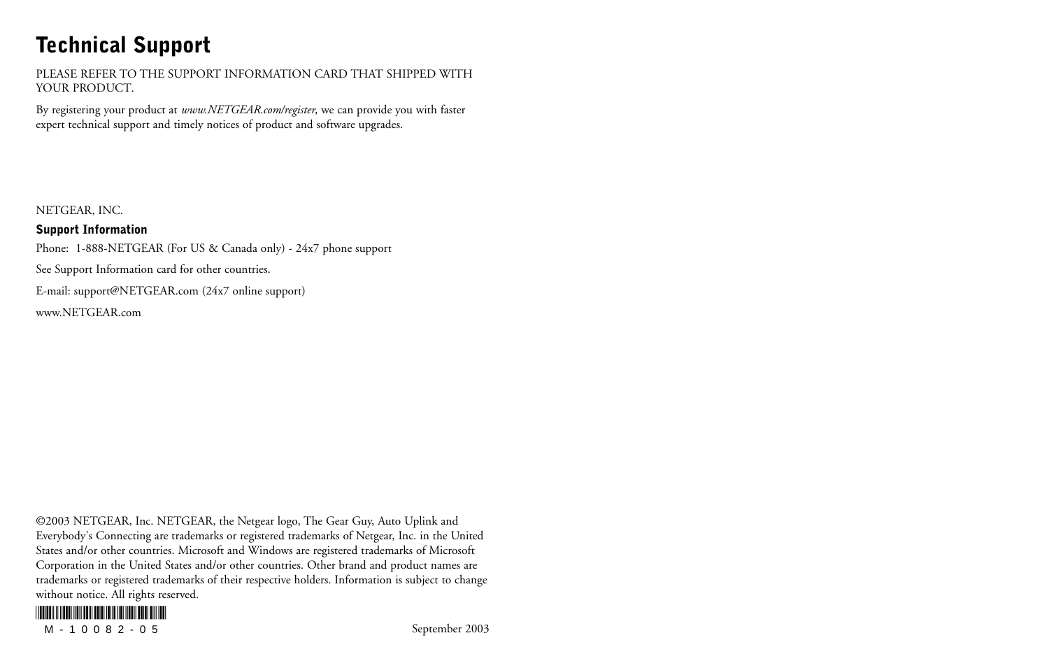# Technical Support

PLEASE REFER TO THE SUPPORT INFORMATION CARD THAT SHIPPED WITH YOUR PRODUCT.

By registering your product at *www.NETGEAR.com/register*, we can provide you with faster expert technical support and timely notices of product and software upgrades.

NETGEAR, INC.

**Support Information**

Phone: 1-888-NETGEAR (For US & Canada only) - 24x7 phone support

See Support Information card for other countries.

E-mail: support@NETGEAR.com (24x7 online support)

www.NETGEAR.com

©2003 NETGEAR, Inc. NETGEAR, the Netgear logo, The Gear Guy, Auto Uplink and Everybody's Connecting are trademarks or registered trademarks of Netgear, Inc. in the United States and/or other countries. Microsoft and Windows are registered trademarks of Microsoft Corporation in the United States and/or other countries. Other brand and product names are trademarks or registered trademarks of their respective holders. Information is subject to change without notice. All rights reserved.

M-10082-05

September 2003